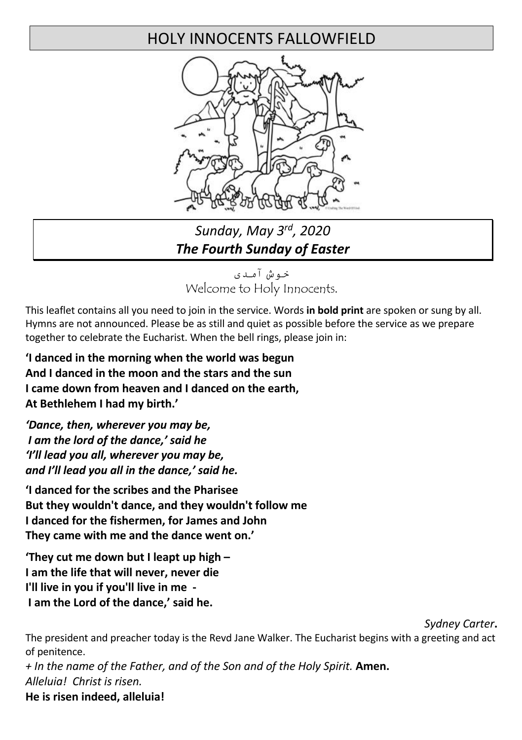# HOLY INNOCENTS FALLOWFIELD

*Sunday, May 3rd, 2020*
***The Fourth Sunday of Easter***

خوش آمدی
Welcome to Holy Innocents.

This leaflet contains all you need to join in the service. Words **in bold print** are spoken or sung by all. Hymns are not announced. Please be as still and quiet as possible before the service as we prepare together to celebrate the Eucharist. When the bell rings, please join in:

**'I danced in the morning when the world was begun**
**And I danced in the moon and the stars and the sun**
**I came down from heaven and I danced on the earth,**
**At Bethlehem I had my birth.'**

***'Dance, then, wherever you may be,***
***I am the lord of the dance,' said he***
***'I'll lead you all, wherever you may be,***
***and I'll lead you all in the dance,' said he.***

**'I danced for the scribes and the Pharisee**
**But they wouldn't dance, and they wouldn't follow me**
**I danced for the fishermen, for James and John**
**They came with me and the dance went on.'**

**'They cut me down but I leapt up high –**
**I am the life that will never, never die**
**I'll live in you if you'll live in me -**
**I am the Lord of the dance,' said he.**

*Sydney Carter***.**

The president and preacher today is the Revd Jane Walker. The Eucharist begins with a greeting and act of penitence.

*+ In the name of the Father, and of the Son and of the Holy Spirit.* **Amen.**
*Alleluia! Christ is risen.*
**He is risen indeed, alleluia!**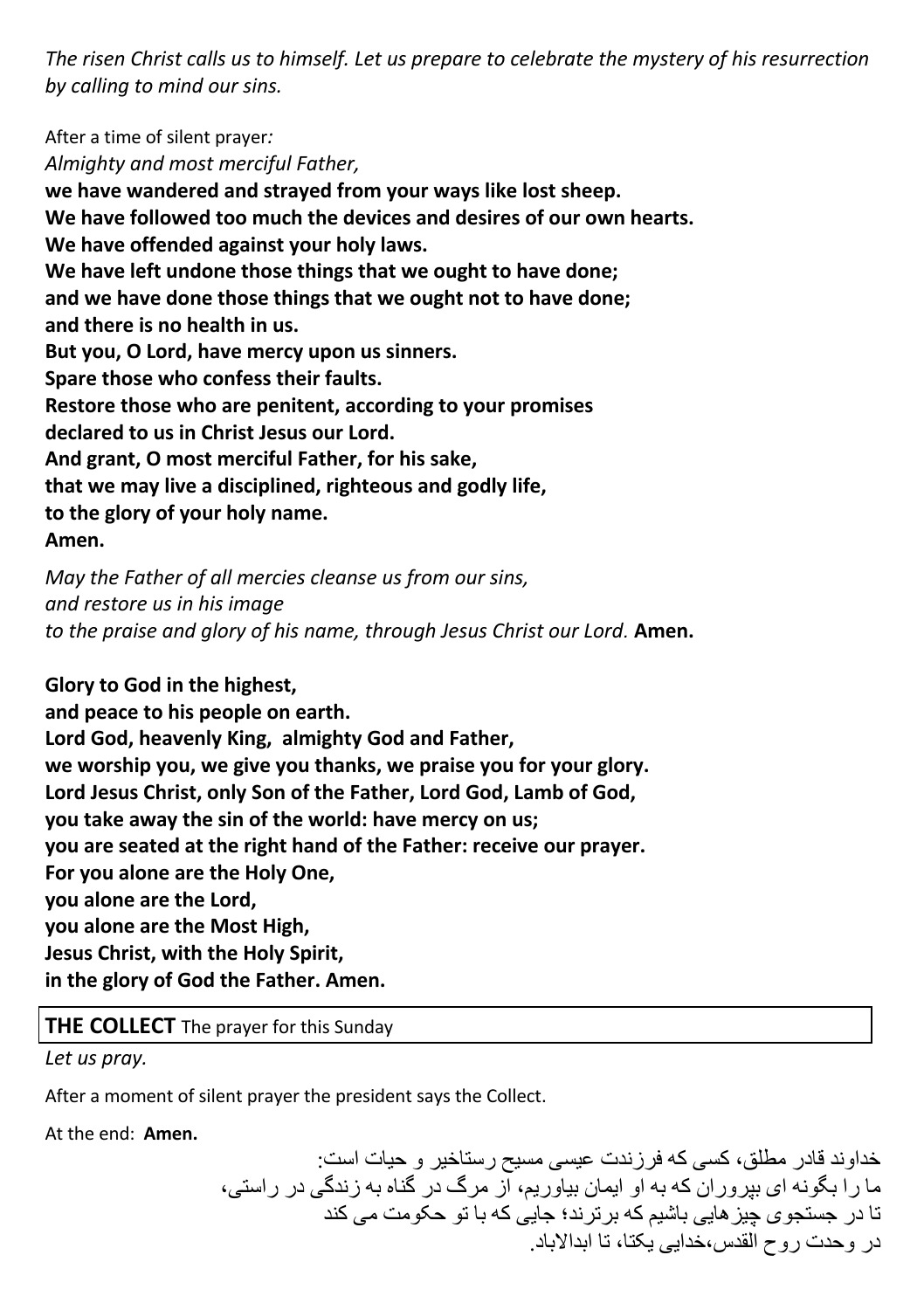*The risen Christ calls us to himself. Let us prepare to celebrate the mystery of his resurrection by calling to mind our sins.*

After a time of silent prayer*:*

*Almighty and most merciful Father,*
**we have wandered and strayed from your ways like lost sheep.**
**We have followed too much the devices and desires of our own hearts.**
**We have offended against your holy laws.**
**We have left undone those things that we ought to have done;**
**and we have done those things that we ought not to have done;**
**and there is no health in us.**
**But you, O Lord, have mercy upon us sinners.**
**Spare those who confess their faults.**
**Restore those who are penitent, according to your promises**
**declared to us in Christ Jesus our Lord.**
**And grant, O most merciful Father, for his sake,**
**that we may live a disciplined, righteous and godly life,**
**to the glory of your holy name.**
**Amen.**

*May the Father of all mercies cleanse us from our sins,*
*and restore us in his image*
*to the praise and glory of his name, through Jesus Christ our Lord.* **Amen.**

**Glory to God in the highest,**
**and peace to his people on earth.**
**Lord God, heavenly King, almighty God and Father,**
**we worship you, we give you thanks, we praise you for your glory.**
**Lord Jesus Christ, only Son of the Father, Lord God, Lamb of God,**
**you take away the sin of the world: have mercy on us;**
**you are seated at the right hand of the Father: receive our prayer.**
**For you alone are the Holy One,**
**you alone are the Lord,**
**you alone are the Most High,**
**Jesus Christ, with the Holy Spirit,**
**in the glory of God the Father. Amen.**

**THE COLLECT** The prayer for this Sunday

*Let us pray.*

After a moment of silent prayer the president says the Collect.

At the end: **Amen.**

خداوند قادر مطلق، کسی که فرزندت عیسی مسیح رستاخیر و حیات است:
ما را بگونه ای پیروران که به او ایمان بیاوریم، از مرگ در گناه به زندگی در راستی،
تا در جستجوی چیزهایی باشیم که برترند؛ جایی که با تو حکومت می کند
در وحدت روح القدس،خدایی یکتا، تا ابدالاباد.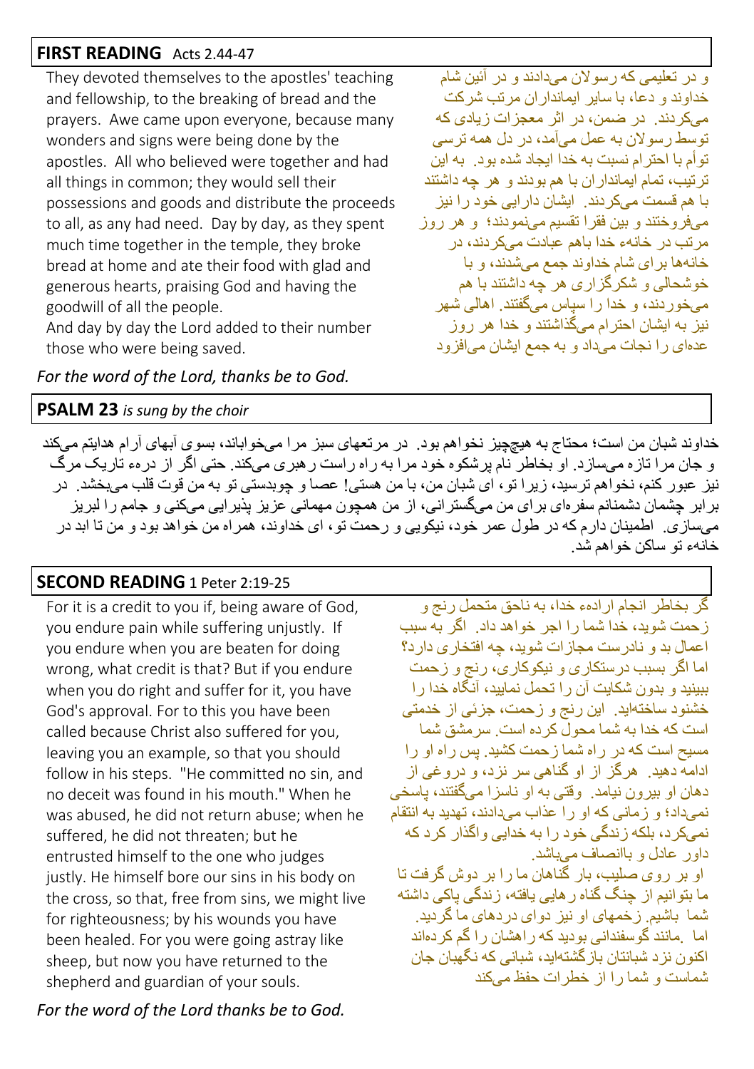## FIRST READING Acts 2.44-47

They devoted themselves to the apostles' teaching and fellowship, to the breaking of bread and the prayers. Awe came upon everyone, because many wonders and signs were being done by the apostles. All who believed were together and had all things in common; they would sell their possessions and goods and distribute the proceeds to all, as any had need. Day by day, as they spent much time together in the temple, they broke bread at home and ate their food with glad and generous hearts, praising God and having the goodwill of all the people.
And day by day the Lord added to their number those who were being saved.

و در تعلیمی که رسولان می‌دادند و در آئین شام خداوند و دعاء با سایر ایمانداران مرتب شرکت می‌کردند. در ضمن، در اثر معجزات زیادی که توسط رسولان به عمل می‌آمد، در دل همه ترسی توأم با احترام نسبت به خدا ایجاد شده بود. به این ترتیب، تمام ایمانداران با هم بودند و هر چه داشتند با هم قسمت می‌کردند. ایشان دارایی خود را نیز می‌فروختند و بین فقرا تقسیم می‌نمودند؛ و هر روز مرتب در خانهء خدا باهم عبادت می‌کردند، در خانه‌ها برای شام خداوند جمع می‌شدند، و با خوشحالی و شکرگزاری هر چه داشتند با هم می‌خوردند، و خدا را سپاس می‌گفتند. اهالی شهر نیز به ایشان احترام می‌گذاشتند و خدا هر روز عده‌ای را نجات می‌داد و به جمع ایشان می‌افزود

*For the word of the Lord, thanks be to God.*

## PSALM 23 *is sung by the choir*

خداوند شبان من است؛ محتاج به هیچچیز نخواهم بود. در مرتعهای سبز مرا می‌خواباند، بسوی آبهای آرام هدایتم می‌کند و جان مرا تازه می‌سازد. او بخاطر نام پرشکوه خود مرا به راه راست رهبری می‌کند. حتی اگر از درهء تاریک مرگ نیز عبور کنم، نخواهم ترسید، زیرا تو، ای شبان من، با من هستی! عصا و چوبدستی تو به من قوت قلب می‌بخشد. در برابر چشمان دشمنانم سفره‌ای برای من می‌گسترانی، از من همچون مهمانی عزیز پذیرایی می‌کنی و جامم را لبریز می‌سازی. اطمینان دارم که در طول عمر خود، نیکویی و رحمت تو، ای خداوند، همراه من خواهد بود و من تا ابد در خانهء تو ساکن خواهم شد.

## SECOND READING 1 Peter 2:19-25

For it is a credit to you if, being aware of God, you endure pain while suffering unjustly. If you endure when you are beaten for doing wrong, what credit is that? But if you endure when you do right and suffer for it, you have God's approval. For to this you have been called because Christ also suffered for you, leaving you an example, so that you should follow in his steps. "He committed no sin, and no deceit was found in his mouth." When he was abused, he did not return abuse; when he suffered, he did not threaten; but he entrusted himself to the one who judges justly. He himself bore our sins in his body on the cross, so that, free from sins, we might live for righteousness; by his wounds you have been healed. For you were going astray like sheep, but now you have returned to the shepherd and guardian of your souls.

گر بخاطر انجام ارادهء خدا، به ناحق متحمل رنج و زحمت شوید، خدا شما را اجر خواهد داد. اگر به سبب اعمال بد و نادرست مجازات شوید، چه افتخاری دارد؟ اما اگر بسبب درستکاری و نیکوکاری، رنج و زحمت ببینید و بدون شکایت آن را تحمل نمایید، آنگاه خدا را خشنود ساخته‌اید. این رنج و زحمت، جزئی از خدمتی است که خدا به شما محول کرده است. سرمشق شما مسیح است که در راه شما زحمت کشید. پس راه او را ادامه دهید. هرگز از او گناهی سر نزد، و دروغی از دهان او بیرون نیامد. وقتی به او ناسزا می‌گفتند، پاسخی نمی‌داد؛ و زمانی که او را عذاب می‌دادند، تهدید به انتقام نمی‌کرد، بلکه زندگی خود را به خدایی واگذار کرد که داور عادل و باانصاف می‌باشد.
او بر روی صلیب، بار گناهان ما را بر دوش گرفت تا ما بتوانیم از چنگ گناه رهایی یافته، زندگی پاکی داشته شما باشیم. زخمهای او نیز دوای دردهای ما گردید. اما .مانند گوسفندانی بودید که راهشان را گم کرده‌اند اکنون نزد شبانتان بازگشته‌اید، شبانی که نگهبان جان شماست و شما را از خطرات حفظ می‌کند

*For the word of the Lord thanks be to God.*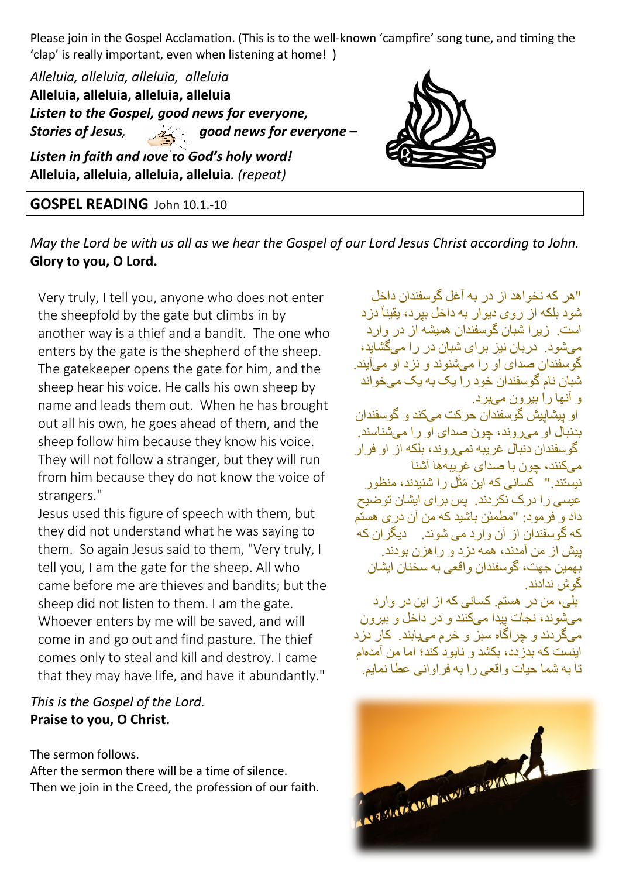Please join in the Gospel Acclamation. (This is to the well-known 'campfire' song tune, and timing the 'clap' is really important, even when listening at home! )

*Alleluia, alleluia, alleluia, alleluia*
**Alleluia, alleluia, alleluia, alleluia**
***Listen to the Gospel, good news for everyone,***
***Stories of Jesus, good news for everyone –***
***Listen in faith and love to God's holy word!***
**Alleluia, alleluia, alleluia, alleluia***. (repeat)*

## GOSPEL READING John 10.1.-10

*May the Lord be with us all as we hear the Gospel of our Lord Jesus Christ according to John.*
**Glory to you, O Lord.**

Very truly, I tell you, anyone who does not enter the sheepfold by the gate but climbs in by another way is a thief and a bandit. The one who enters by the gate is the shepherd of the sheep. The gatekeeper opens the gate for him, and the sheep hear his voice. He calls his own sheep by name and leads them out. When he has brought out all his own, he goes ahead of them, and the sheep follow him because they know his voice. They will not follow a stranger, but they will run from him because they do not know the voice of strangers."
Jesus used this figure of speech with them, but they did not understand what he was saying to them. So again Jesus said to them, "Very truly, I tell you, I am the gate for the sheep. All who came before me are thieves and bandits; but the sheep did not listen to them. I am the gate. Whoever enters by me will be saved, and will come in and go out and find pasture. The thief comes only to steal and kill and destroy. I came that they may have life, and have it abundantly."

"هر که نخواهد از در به آغل گوسفندان داخل شود بلکه از روی دیوار به داخل بپرد، یقیناً دزد است. زیرا شبان گوسفندان همیشه از در وارد می‌شود. دربان نیز برای شبان در را می‌گشاید، گوسفندان صدای او را می‌شنوند و نزد او می‌آیند. شبان نام گوسفندان خود را یک به یک می‌خواند و آنها را بیرون می‌برد.
او پیشاپیش گوسفندان حرکت می‌کند و گوسفندان بدنبال او می‌روند، چون صدای او را می‌شناسند. گوسفندان دنبال غریبه نمی‌روند، بلکه از او فرار می‌کنند، چون با صدای غریبه‌ها آشنا نیستند." کسانی که این مَثَل را شنیدند، منظور عیسی را درک نکردند. پس برای ایشان توضیح داد و فرمود: "مطمئن باشید که من آن دری هستم که گوسفندان از آن وارد می شوند. دیگران که پیش از من آمدند، همه دزد و راهزن بودند. بهمین جهت، گوسفندان واقعی به سخنان ایشان گوش ندادند.
بلی، من در هستم. کسانی که از این در وارد می‌شوند، نجات پیدا می‌کنند و در داخل و بیرون می‌گردند و چراگاه سبز و خرم می‌یابند. کار دزد اینست که بدزدد، بکشد و نابود کند؛ اما من آمده‌ام تا به شما حیات واقعی را به فراوانی عطا نمایم.

*This is the Gospel of the Lord.*
**Praise to you, O Christ.**

The sermon follows.
After the sermon there will be a time of silence.
Then we join in the Creed, the profession of our faith.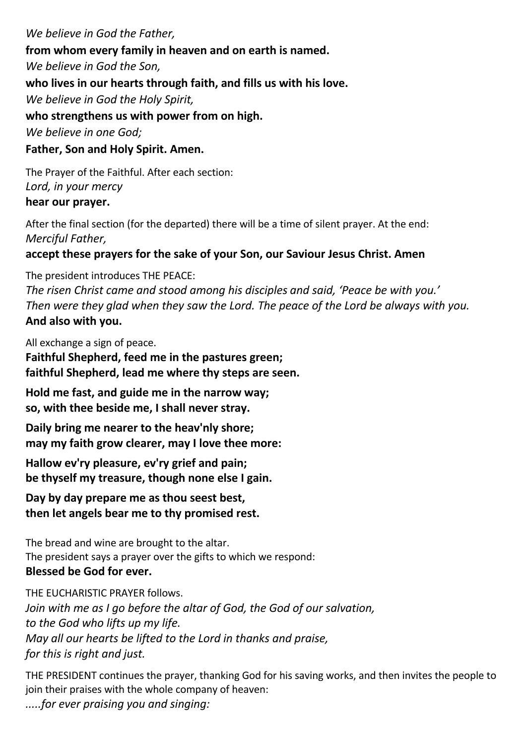*We believe in God the Father,*

**from whom every family in heaven and on earth is named.**

*We believe in God the Son,*

**who lives in our hearts through faith, and fills us with his love.**

*We believe in God the Holy Spirit,*

**who strengthens us with power from on high.**

*We believe in one God;*

**Father, Son and Holy Spirit. Amen.**

The Prayer of the Faithful. After each section:
*Lord, in your mercy*
**hear our prayer.**

After the final section (for the departed) there will be a time of silent prayer. At the end:
*Merciful Father,*
**accept these prayers for the sake of your Son, our Saviour Jesus Christ. Amen**

The president introduces THE PEACE:
*The risen Christ came and stood among his disciples and said, 'Peace be with you.' Then were they glad when they saw the Lord. The peace of the Lord be always with you.*
**And also with you.**

All exchange a sign of peace.

**Faithful Shepherd, feed me in the pastures green;**
**faithful Shepherd, lead me where thy steps are seen.**

**Hold me fast, and guide me in the narrow way;**
**so, with thee beside me, I shall never stray.**

**Daily bring me nearer to the heav'nly shore;**
**may my faith grow clearer, may I love thee more:**

**Hallow ev'ry pleasure, ev'ry grief and pain;**
**be thyself my treasure, though none else I gain.**

**Day by day prepare me as thou seest best,**
**then let angels bear me to thy promised rest.**

The bread and wine are brought to the altar.
The president says a prayer over the gifts to which we respond:
**Blessed be God for ever.**

THE EUCHARISTIC PRAYER follows.
*Join with me as I go before the altar of God, the God of our salvation,*
*to the God who lifts up my life.*
*May all our hearts be lifted to the Lord in thanks and praise,*
*for this is right and just.*

THE PRESIDENT continues the prayer, thanking God for his saving works, and then invites the people to join their praises with the whole company of heaven:
*.....for ever praising you and singing:*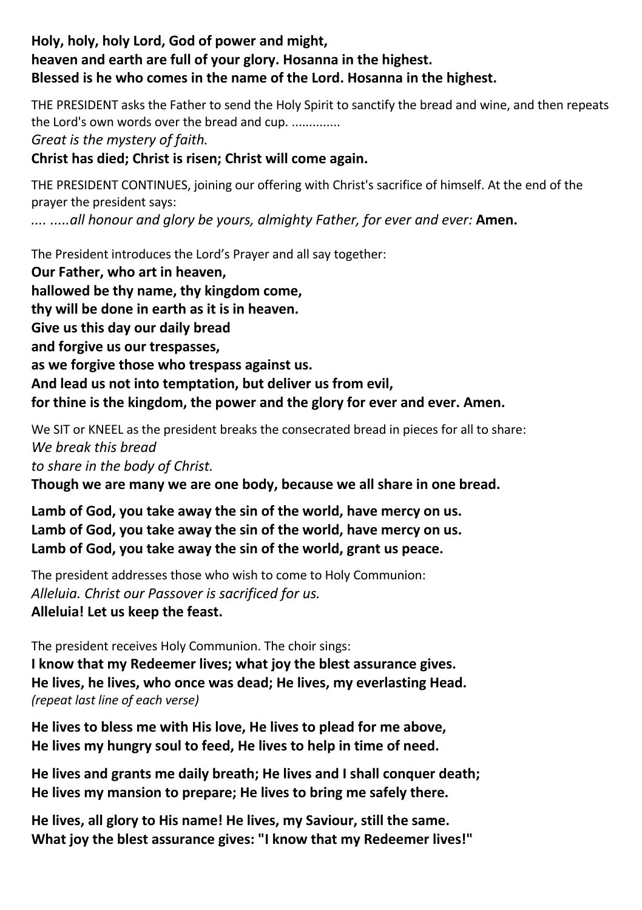**Holy, holy, holy Lord, God of power and might,**
**heaven and earth are full of your glory. Hosanna in the highest.**
**Blessed is he who comes in the name of the Lord. Hosanna in the highest.**

THE PRESIDENT asks the Father to send the Holy Spirit to sanctify the bread and wine, and then repeats the Lord's own words over the bread and cup. .............
*Great is the mystery of faith.*
**Christ has died; Christ is risen; Christ will come again.**

THE PRESIDENT CONTINUES, joining our offering with Christ's sacrifice of himself. At the end of the prayer the president says:
*.... .....all honour and glory be yours, almighty Father, for ever and ever:* **Amen.**

The President introduces the Lord's Prayer and all say together:
**Our Father, who art in heaven,**
**hallowed be thy name, thy kingdom come,**
**thy will be done in earth as it is in heaven.**
**Give us this day our daily bread**
**and forgive us our trespasses,**
**as we forgive those who trespass against us.**
**And lead us not into temptation, but deliver us from evil,**
**for thine is the kingdom, the power and the glory for ever and ever. Amen.**

We SIT or KNEEL as the president breaks the consecrated bread in pieces for all to share:
*We break this bread*
*to share in the body of Christ.*
**Though we are many we are one body, because we all share in one bread.**

**Lamb of God, you take away the sin of the world, have mercy on us.**
**Lamb of God, you take away the sin of the world, have mercy on us.**
**Lamb of God, you take away the sin of the world, grant us peace.**

The president addresses those who wish to come to Holy Communion:
*Alleluia. Christ our Passover is sacrificed for us.*
**Alleluia! Let us keep the feast.**

The president receives Holy Communion. The choir sings:
**I know that my Redeemer lives; what joy the blest assurance gives.**
**He lives, he lives, who once was dead; He lives, my everlasting Head.**
*(repeat last line of each verse)*

**He lives to bless me with His love, He lives to plead for me above,**
**He lives my hungry soul to feed, He lives to help in time of need.**

**He lives and grants me daily breath; He lives and I shall conquer death;**
**He lives my mansion to prepare; He lives to bring me safely there.**

**He lives, all glory to His name! He lives, my Saviour, still the same.**
**What joy the blest assurance gives: "I know that my Redeemer lives!"**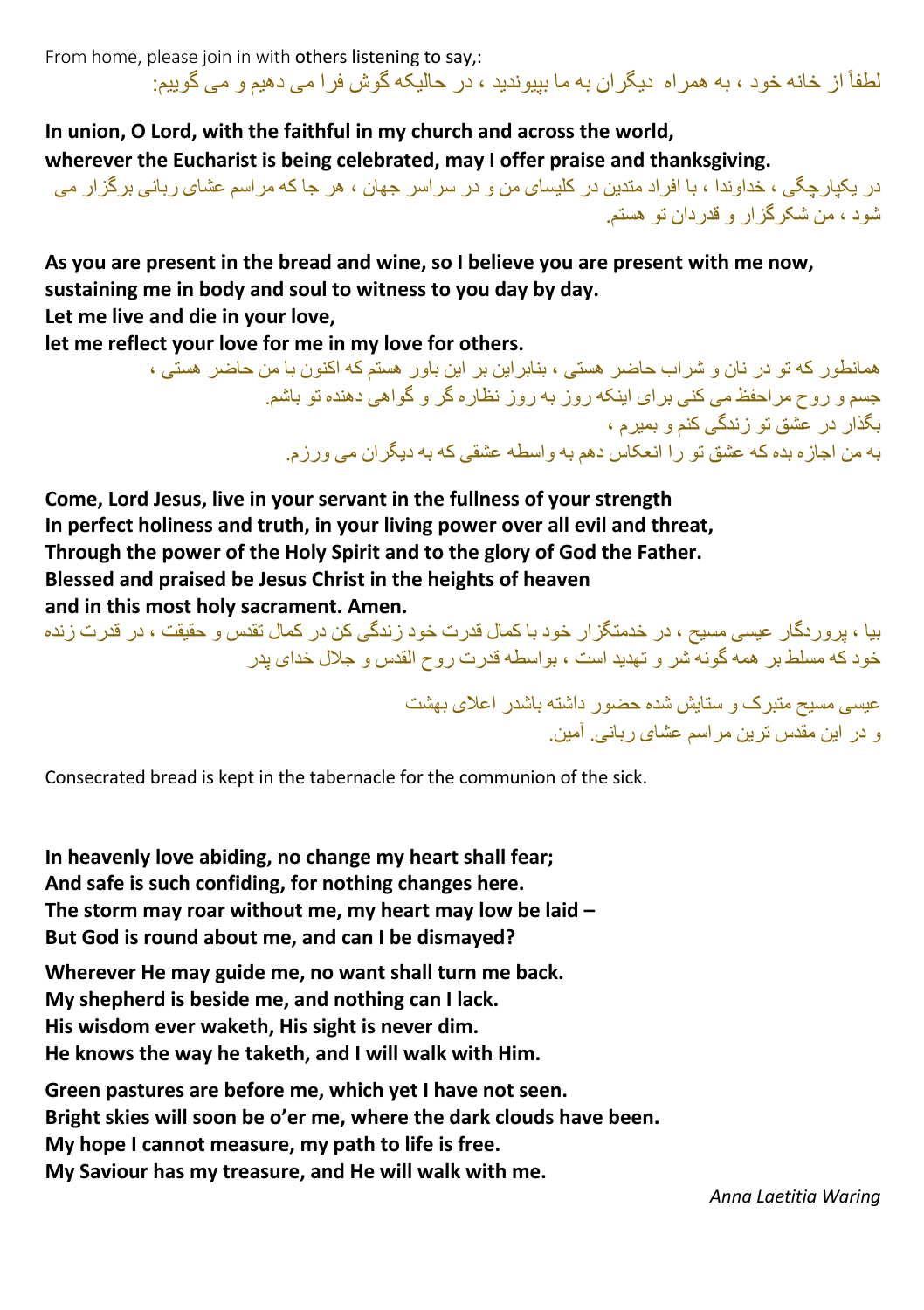From home, please join in with others listening to say,:

لطفاً از خانه خود ، به همراه دیگران به ما بپیوندید ، در حالیکه گوش فرا می دهیم و می گوییم:

**In union, O Lord, with the faithful in my church and across the world,**
**wherever the Eucharist is being celebrated, may I offer praise and thanksgiving.**

در یکپارچگی ، خداوندا ، با افراد متدین در کلیسای من و در سراسر جهان ، هر جا که مراسم عشای ربانی برگزار می شود ، من شکرگزار و قدردان تو هستم.

**As you are present in the bread and wine, so I believe you are present with me now,**
**sustaining me in body and soul to witness to you day by day.**
**Let me live and die in your love,**
**let me reflect your love for me in my love for others.**

همانطور که تو در نان و شراب حاضر هستی ، بنابراین بر این باور هستم که اکنون با من حاضر هستی ،
جسم و روح مراحفظ می کنی برای اینکه روز به روز نظاره گر و گواهی دهنده تو باشم.
بگذار در عشق تو زندگی کنم و بمیرم ،
به من اجازه بده که عشق تو را انعکاس دهم به واسطه عشقی که به دیگران می ورزم.

**Come, Lord Jesus, live in your servant in the fullness of your strength**
**In perfect holiness and truth, in your living power over all evil and threat,**
**Through the power of the Holy Spirit and to the glory of God the Father.**
**Blessed and praised be Jesus Christ in the heights of heaven**
**and in this most holy sacrament. Amen.**

بیا ، پروردگار عیسی مسیح ، در خدمتگزار خود با کمال قدرت خود زندگی کن در کمال تقدس و حقیقت ، در قدرت زنده خود که مسلط بر همه گونه شر و تهدید است ، بواسطه قدرت روح القدس و جلال خدای پدر

عیسی مسیح متبرک و ستایش شده حضور داشته باشدر اعلای بهشت
و در این مقدس ترین مراسم عشای ربانی. آمین.

Consecrated bread is kept in the tabernacle for the communion of the sick.

**In heavenly love abiding, no change my heart shall fear;**
**And safe is such confiding, for nothing changes here.**
**The storm may roar without me, my heart may low be laid –**
**But God is round about me, and can I be dismayed?**

**Wherever He may guide me, no want shall turn me back.**
**My shepherd is beside me, and nothing can I lack.**
**His wisdom ever waketh, His sight is never dim.**
**He knows the way he taketh, and I will walk with Him.**

**Green pastures are before me, which yet I have not seen.**
**Bright skies will soon be o'er me, where the dark clouds have been.**
**My hope I cannot measure, my path to life is free.**
**My Saviour has my treasure, and He will walk with me.**

*Anna Laetitia Waring*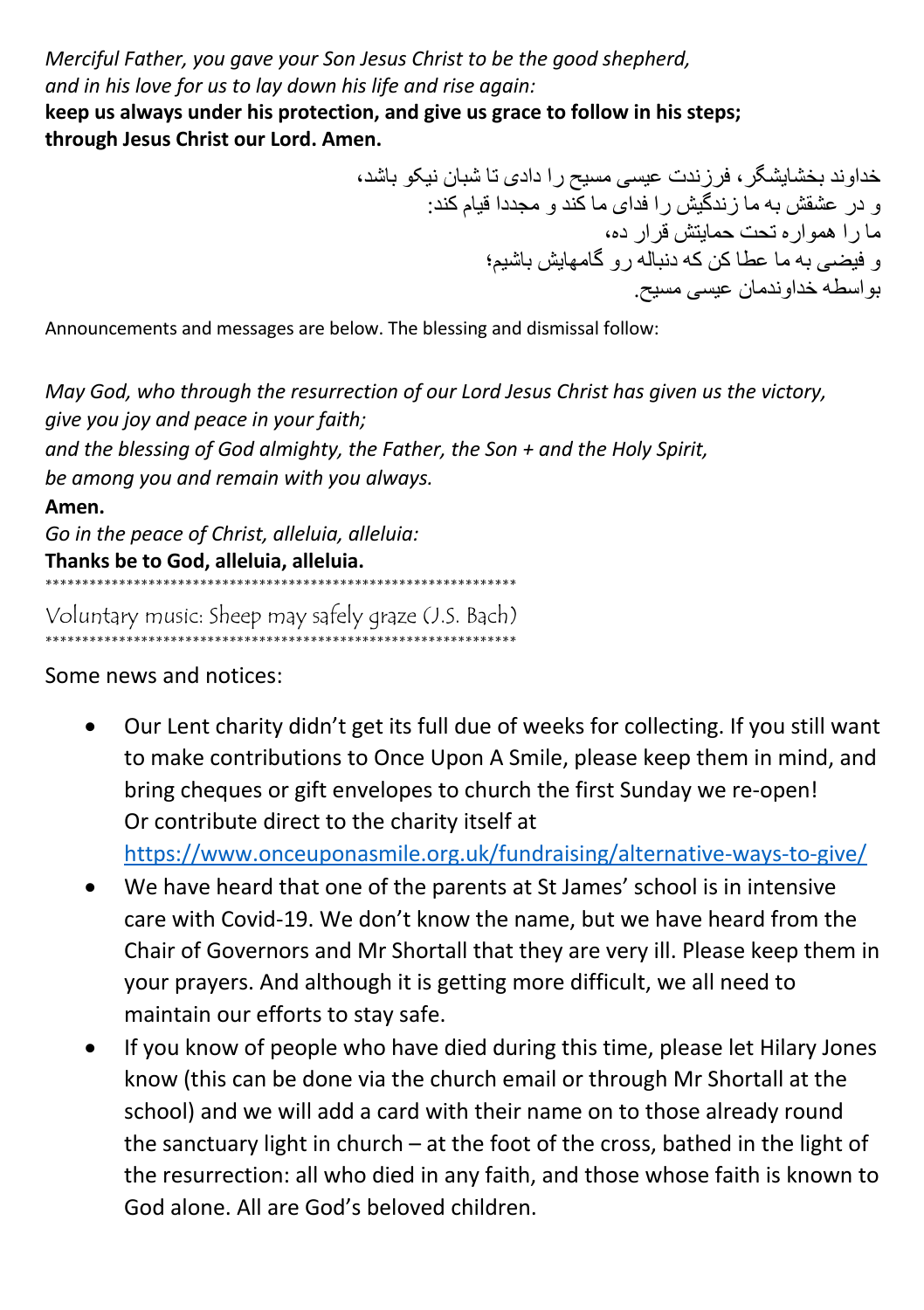*Merciful Father, you gave your Son Jesus Christ to be the good shepherd,*
*and in his love for us to lay down his life and rise again:*
**keep us always under his protection, and give us grace to follow in his steps;**
**through Jesus Christ our Lord. Amen.**

خداوند بخشایشگر، فرزندت عیسی مسیح را دادی تا شبان نیکو باشد،
و در عشقش به ما زندگیش را فدای ما کند و مجددا قیام کند:
ما را همواره تحت حمایتش قرار ده،
و فیضی به ما عطا کن که دنباله رو گامهایش باشیم؛
بواسطه خداوندمان عیسی مسیح.

Announcements and messages are below. The blessing and dismissal follow:

*May God, who through the resurrection of our Lord Jesus Christ has given us the victory,*
*give you joy and peace in your faith;*
*and the blessing of God almighty, the Father, the Son + and the Holy Spirit,*
*be among you and remain with you always.*
**Amen.**
*Go in the peace of Christ, alleluia, alleluia:*
**Thanks be to God, alleluia, alleluia.**

***************************************************************

Voluntary music: Sheep may safely graze (J.S. Bach)

***************************************************************

Some news and notices:

- Our Lent charity didn't get its full due of weeks for collecting. If you still want to make contributions to Once Upon A Smile, please keep them in mind, and bring cheques or gift envelopes to church the first Sunday we re-open! Or contribute direct to the charity itself at https://www.onceuponasmile.org.uk/fundraising/alternative-ways-to-give/
- We have heard that one of the parents at St James' school is in intensive care with Covid-19. We don't know the name, but we have heard from the Chair of Governors and Mr Shortall that they are very ill. Please keep them in your prayers. And although it is getting more difficult, we all need to maintain our efforts to stay safe.
- If you know of people who have died during this time, please let Hilary Jones know (this can be done via the church email or through Mr Shortall at the school) and we will add a card with their name on to those already round the sanctuary light in church – at the foot of the cross, bathed in the light of the resurrection: all who died in any faith, and those whose faith is known to God alone. All are God's beloved children.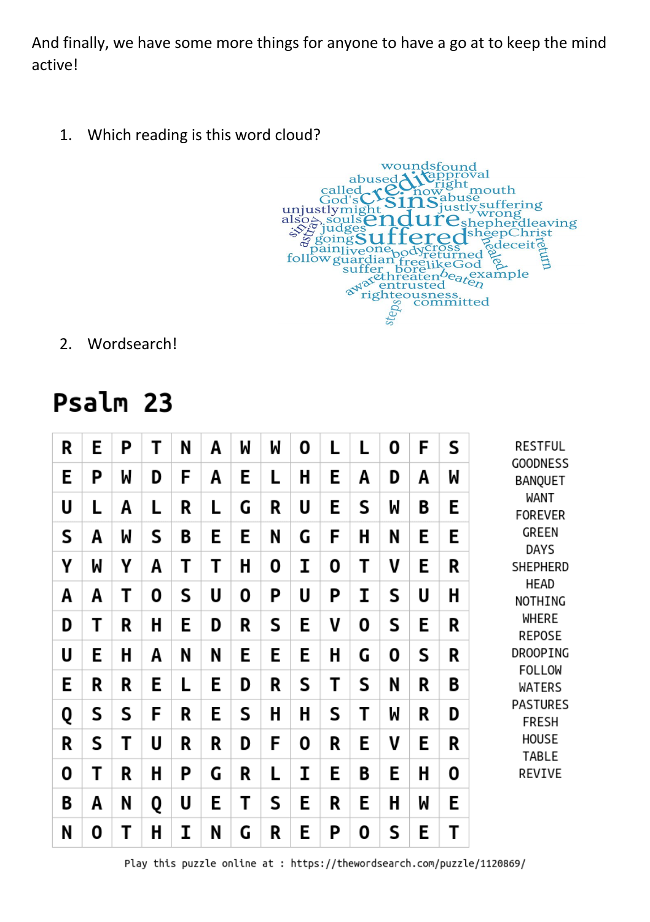And finally, we have some more things for anyone to have a go at to keep the mind active!

1. Which reading is this word cloud?

wounds found approval abused credit right called now mouth God's sins abuse justly suffering unjustly might wrong also souls endure shepherd leaving astray judges sheep Christ sin going suffered pain live one body cross deceit healed return follow guardian returned free like God suffer bore threaten beaten example aware entrusted righteousness committed steps

2. Wordsearch!

## Psalm 23

| | | | | | | | | | | | | | |
|---|---|---|---|---|---|---|---|---|---|---|---|---|---|
| R | E | P | T | N | A | W | W | O | L | L | O | F | S |
| E | P | W | D | F | A | E | L | H | E | A | D | A | W |
| U | L | A | L | R | L | G | R | U | E | S | W | B | E |
| S | A | W | S | B | E | E | N | G | F | H | N | E | E |
| Y | W | Y | A | T | T | H | O | I | O | T | V | E | R |
| A | A | T | O | S | U | O | P | U | P | I | S | U | H |
| D | T | R | H | E | D | R | S | E | V | O | S | E | R |
| U | E | H | A | N | N | E | E | E | H | G | O | S | R |
| E | R | R | E | L | E | D | R | S | T | S | N | R | B |
| Q | S | S | F | R | E | S | H | H | S | T | W | R | D |
| R | S | T | U | R | R | D | F | O | R | E | V | E | R |
| O | T | R | H | P | G | R | L | I | E | B | E | H | O |
| B | A | N | Q | U | E | T | S | E | R | E | H | W | E |
| N | O | T | H | I | N | G | R | E | P | O | S | E | T |

RESTFUL
GOODNESS
BANQUET
WANT
FOREVER
GREEN
DAYS
SHEPHERD
HEAD
NOTHING
WHERE
REPOSE
DROOPING
FOLLOW
WATERS
PASTURES
FRESH
HOUSE
TABLE
REVIVE

Play this puzzle online at : https://thewordsearch.com/puzzle/1120869/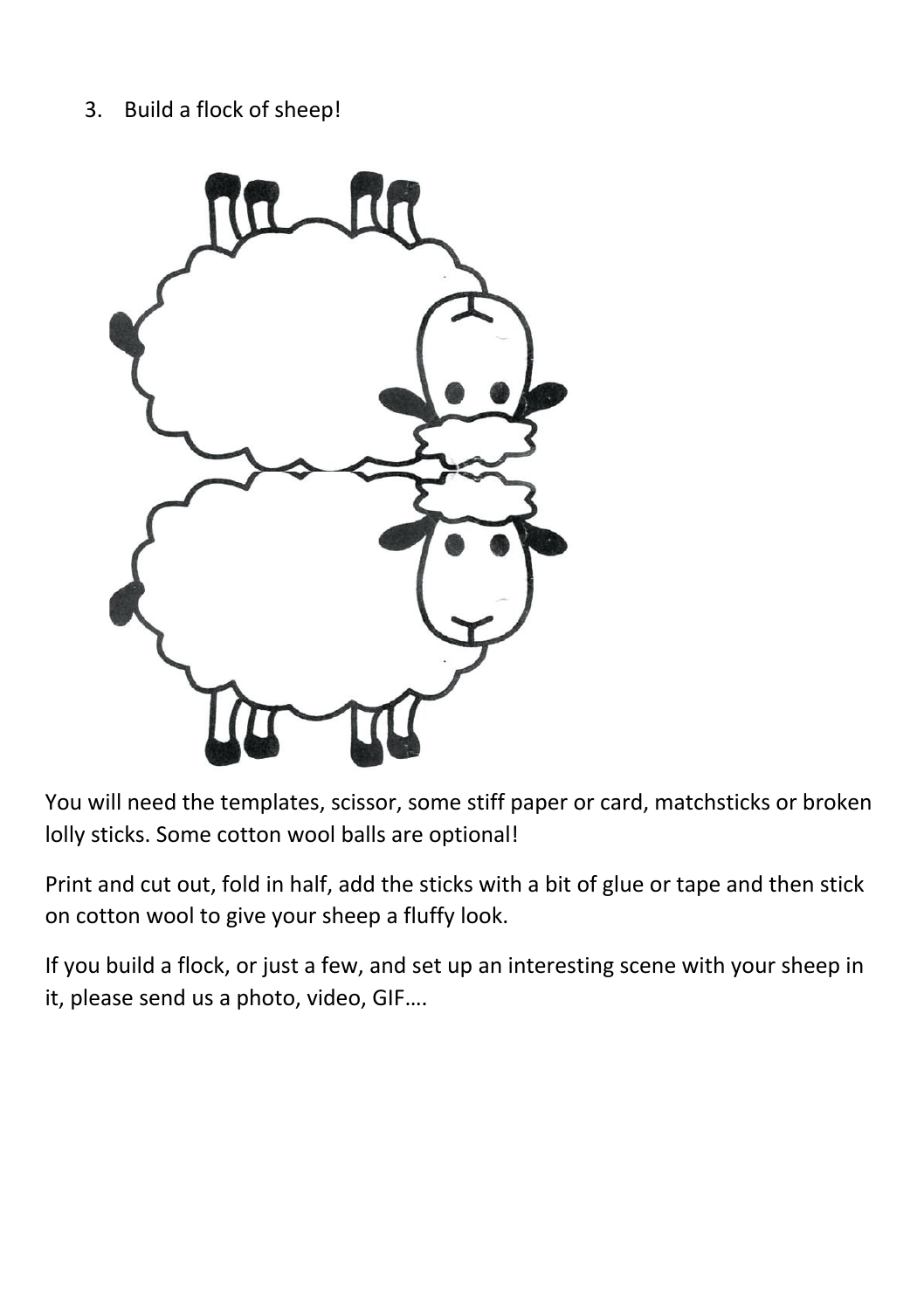3. Build a flock of sheep!

You will need the templates, scissor, some stiff paper or card, matchsticks or broken lolly sticks. Some cotton wool balls are optional!

Print and cut out, fold in half, add the sticks with a bit of glue or tape and then stick on cotton wool to give your sheep a fluffy look.

If you build a flock, or just a few, and set up an interesting scene with your sheep in it, please send us a photo, video, GIF….